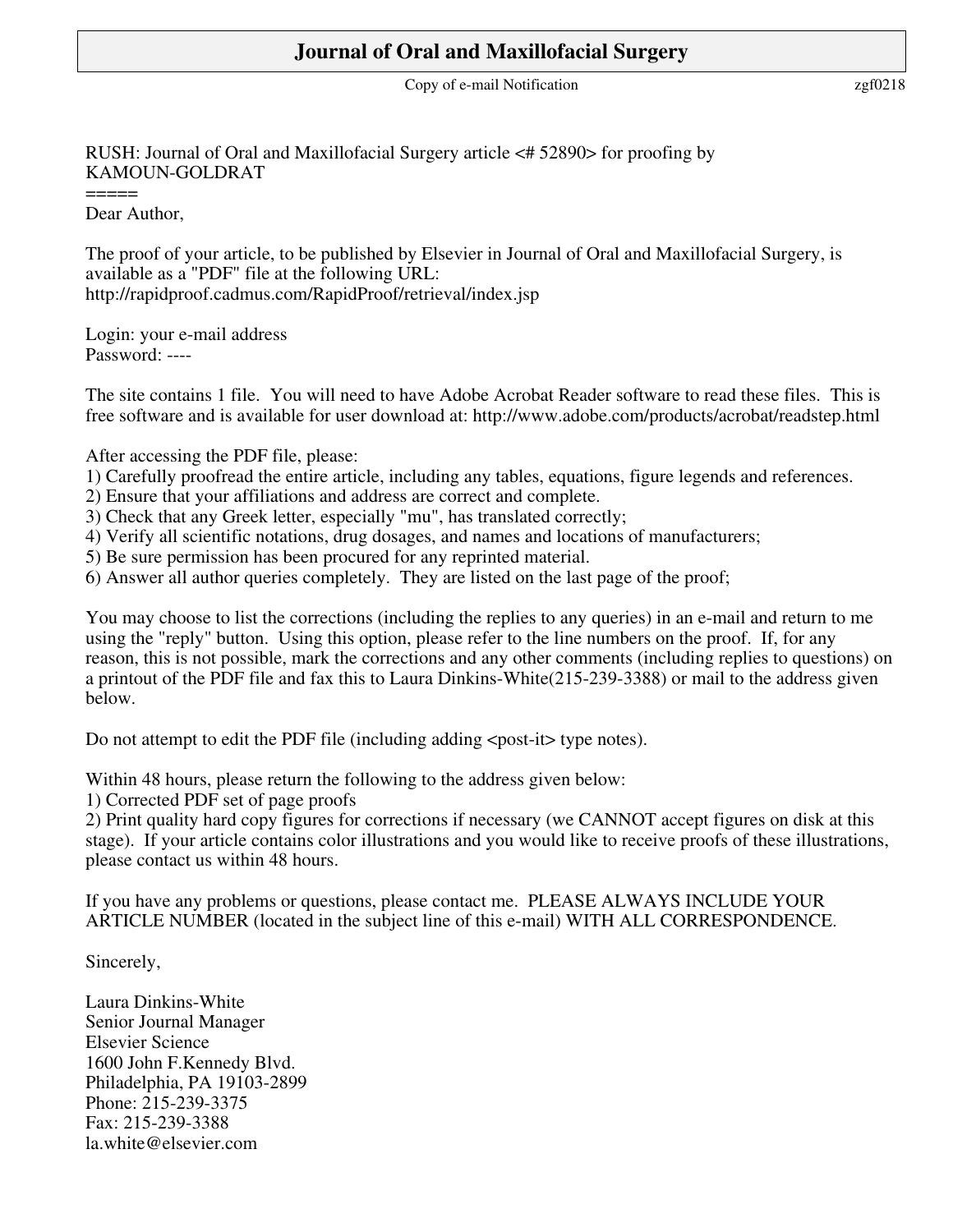# Journal of Oral and Maxillofacial Surgery

Copy of e-mail Notification zgf0218

RUSH: Journal of Oral and Maxillofacial Surgery article <# 52890> for proofing by KAMOUN-GOLDRAT
=====
Dear Author,

The proof of your article, to be published by Elsevier in Journal of Oral and Maxillofacial Surgery, is available as a "PDF" file at the following URL:
http://rapidproof.cadmus.com/RapidProof/retrieval/index.jsp

Login: your e-mail address
Password: ----

The site contains 1 file. You will need to have Adobe Acrobat Reader software to read these files. This is free software and is available for user download at: http://www.adobe.com/products/acrobat/readstep.html

After accessing the PDF file, please:
1) Carefully proofread the entire article, including any tables, equations, figure legends and references.
2) Ensure that your affiliations and address are correct and complete.
3) Check that any Greek letter, especially "mu", has translated correctly;
4) Verify all scientific notations, drug dosages, and names and locations of manufacturers;
5) Be sure permission has been procured for any reprinted material.
6) Answer all author queries completely. They are listed on the last page of the proof;

You may choose to list the corrections (including the replies to any queries) in an e-mail and return to me using the "reply" button. Using this option, please refer to the line numbers on the proof. If, for any reason, this is not possible, mark the corrections and any other comments (including replies to questions) on a printout of the PDF file and fax this to Laura Dinkins-White(215-239-3388) or mail to the address given below.

Do not attempt to edit the PDF file (including adding <post-it> type notes).

Within 48 hours, please return the following to the address given below:
1) Corrected PDF set of page proofs
2) Print quality hard copy figures for corrections if necessary (we CANNOT accept figures on disk at this stage). If your article contains color illustrations and you would like to receive proofs of these illustrations, please contact us within 48 hours.

If you have any problems or questions, please contact me. PLEASE ALWAYS INCLUDE YOUR ARTICLE NUMBER (located in the subject line of this e-mail) WITH ALL CORRESPONDENCE.

Sincerely,

Laura Dinkins-White
Senior Journal Manager
Elsevier Science
1600 John F.Kennedy Blvd.
Philadelphia, PA 19103-2899
Phone: 215-239-3375
Fax: 215-239-3388
la.white@elsevier.com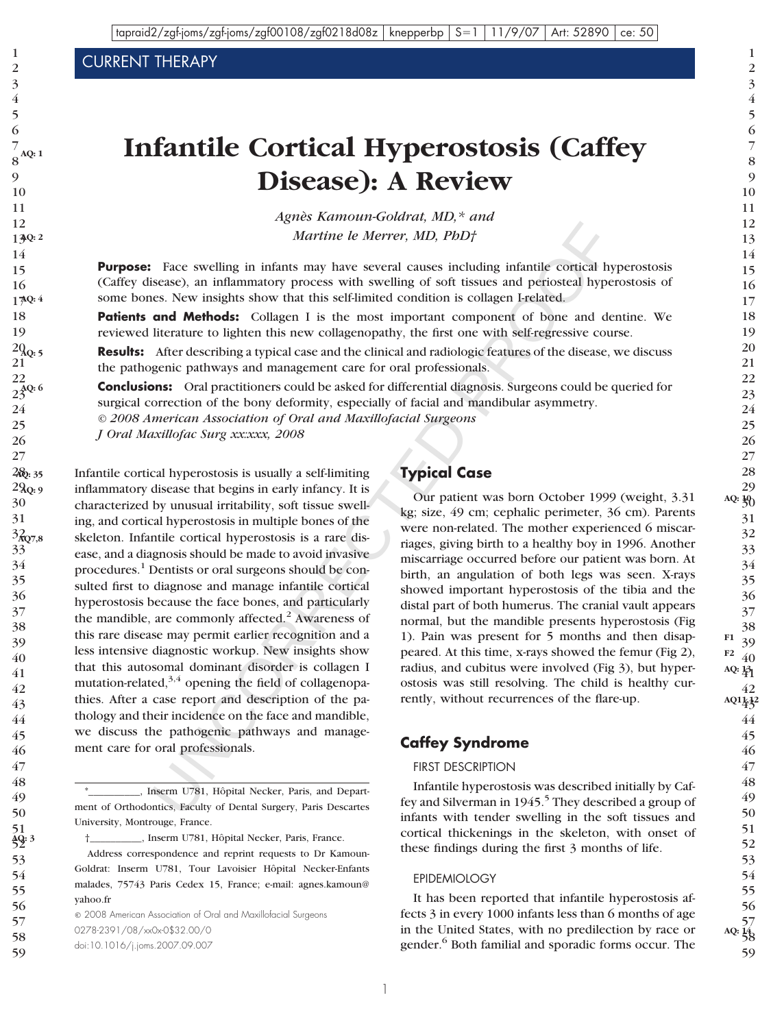# Infantile Cortical Hyperostosis (Caffey Disease): A Review

*Agnès Kamoun-Goldrat, MD,\* and Martine le Merrer, MD, PhD†*

**Purpose:** Face swelling in infants may have several causes including infantile cortical hyperostosis (Caffey disease), an inflammatory process with swelling of soft tissues and periosteal hyperostosis of some bones. New insights show that this self-limited condition is collagen I-related.

**Patients and Methods:** Collagen I is the most important component of bone and dentine. We reviewed literature to lighten this new collagenopathy, the first one with self-regressive course.

**Results:** After describing a typical case and the clinical and radiologic features of the disease, we discuss the pathogenic pathways and management care for oral professionals.

**Conclusions:** Oral practitioners could be asked for differential diagnosis. Surgeons could be queried for surgical correction of the bony deformity, especially of facial and mandibular asymmetry.

*© 2008 American Association of Oral and Maxillofacial Surgeons*

*J Oral Maxillofac Surg xx:xxx, 2008*

Infantile cortical hyperostosis is usually a self-limiting inflammatory disease that begins in early infancy. It is characterized by unusual irritability, soft tissue swelling, and cortical hyperostosis in multiple bones of the skeleton. Infantile cortical hyperostosis is a rare disease, and a diagnosis should be made to avoid invasive procedures.[1] Dentists or oral surgeons should be consulted first to diagnose and manage infantile cortical hyperostosis because the face bones, and particularly the mandible, are commonly affected.[2] Awareness of this rare disease may permit earlier recognition and a less intensive diagnostic workup. New insights show that this autosomal dominant disorder is collagen I mutation-related,[3,4] opening the field of collagenopathies. After a case report and description of the pathology and their incidence on the face and mandible, we discuss the pathogenic pathways and management care for oral professionals.

\*__________, Inserm U781, Hôpital Necker, Paris, and Department of Orthodontics, Faculty of Dental Surgery, Paris Descartes University, Montrouge, France.

†__________, Inserm U781, Hôpital Necker, Paris, France.

Address correspondence and reprint requests to Dr Kamoun-Goldrat: Inserm U781, Tour Lavoisier Hôpital Necker-Enfants malades, 75743 Paris Cedex 15, France; e-mail: agnes.kamoun@yahoo.fr

© 2008 American Association of Oral and Maxillofacial Surgeons

0278-2391/08/xx0x-0$32.00/0

doi:10.1016/j.joms.2007.09.007

## Typical Case

Our patient was born October 1999 (weight, 3.31 kg; size, 49 cm; cephalic perimeter, 36 cm). Parents were non-related. The mother experienced 6 miscarriages, giving birth to a healthy boy in 1996. Another miscarriage occurred before our patient was born. At birth, an angulation of both legs was seen. X-rays showed important hyperostosis of the tibia and the distal part of both humerus. The cranial vault appears normal, but the mandible presents hyperostosis (Fig 1). Pain was present for 5 months and then disappeared. At this time, x-rays showed the femur (Fig 2), radius, and cubitus were involved (Fig 3), but hyperostosis was still resolving. The child is healthy currently, without recurrences of the flare-up.

## Caffey Syndrome

### FIRST DESCRIPTION

Infantile hyperostosis was described initially by Caffey and Silverman in 1945.[5] They described a group of infants with tender swelling in the soft tissues and cortical thickenings in the skeleton, with onset of these findings during the first 3 months of life.

### EPIDEMIOLOGY

It has been reported that infantile hyperostosis affects 3 in every 1000 infants less than 6 months of age in the United States, with no predilection by race or gender.[6] Both familial and sporadic forms occur. The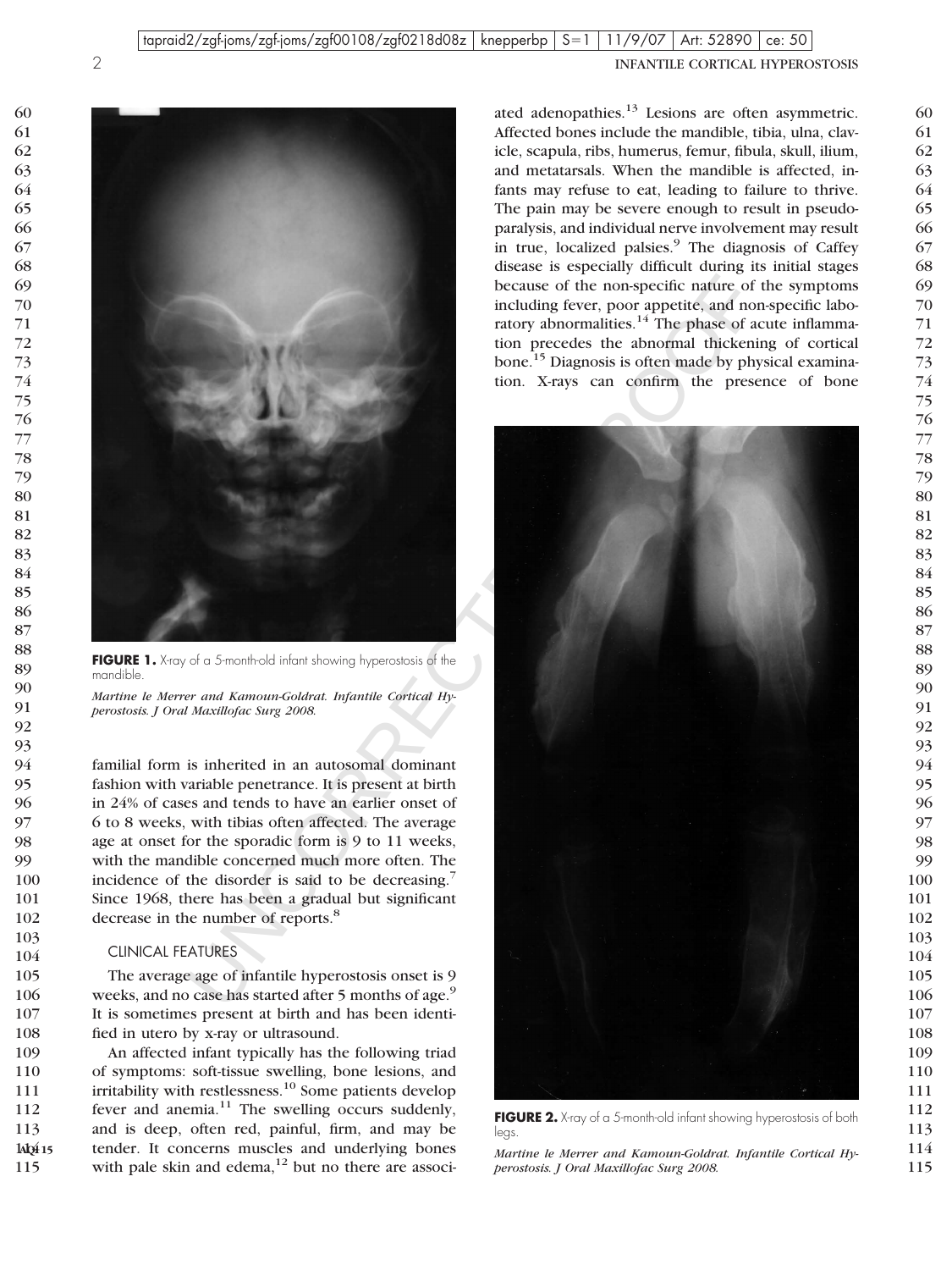FIGURE 1. X-ray of a 5-month-old infant showing hyperostosis of the mandible.

*Martine le Merrer and Kamoun-Goldrat. Infantile Cortical Hyperostosis. J Oral Maxillofac Surg 2008.*

familial form is inherited in an autosomal dominant fashion with variable penetrance. It is present at birth in 24% of cases and tends to have an earlier onset of 6 to 8 weeks, with tibias often affected. The average age at onset for the sporadic form is 9 to 11 weeks, with the mandible concerned much more often. The incidence of the disorder is said to be decreasing.[7] Since 1968, there has been a gradual but significant decrease in the number of reports.[8]

## CLINICAL FEATURES

The average age of infantile hyperostosis onset is 9 weeks, and no case has started after 5 months of age.[9] It is sometimes present at birth and has been identified in utero by x-ray or ultrasound.

An affected infant typically has the following triad of symptoms: soft-tissue swelling, bone lesions, and irritability with restlessness.[10] Some patients develop fever and anemia.[11] The swelling occurs suddenly, and is deep, often red, painful, firm, and may be tender. It concerns muscles and underlying bones with pale skin and edema,[12] but no there are associated adenopathies.[13] Lesions are often asymmetric. Affected bones include the mandible, tibia, ulna, clavicle, scapula, ribs, humerus, femur, fibula, skull, ilium, and metatarsals. When the mandible is affected, infants may refuse to eat, leading to failure to thrive. The pain may be severe enough to result in pseudoparalysis, and individual nerve involvement may result in true, localized palsies.[9] The diagnosis of Caffey disease is especially difficult during its initial stages because of the non-specific nature of the symptoms including fever, poor appetite, and non-specific laboratory abnormalities.[14] The phase of acute inflammation precedes the abnormal thickening of cortical bone.[15] Diagnosis is often made by physical examination. X-rays can confirm the presence of bone

FIGURE 2. X-ray of a 5-month-old infant showing hyperostosis of both legs.

*Martine le Merrer and Kamoun-Goldrat. Infantile Cortical Hyperostosis. J Oral Maxillofac Surg 2008.*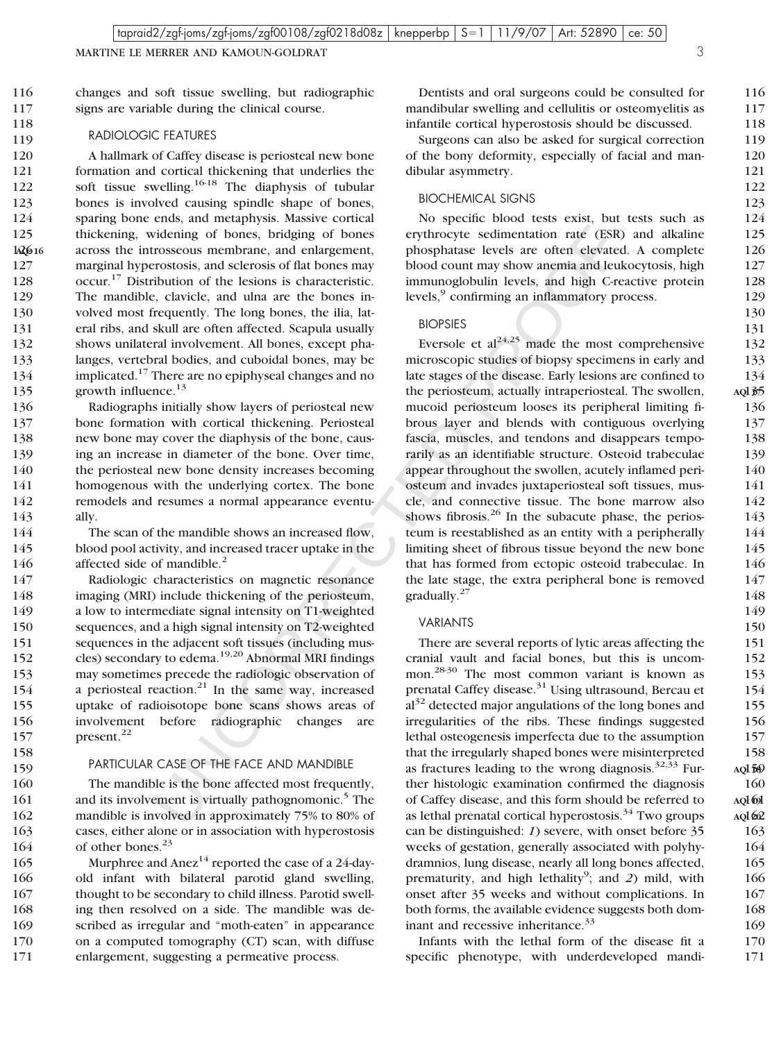changes and soft tissue swelling, but radiographic signs are variable during the clinical course.

## RADIOLOGIC FEATURES

A hallmark of Caffey disease is periosteal new bone formation and cortical thickening that underlies the soft tissue swelling.[16-18] The diaphysis of tubular bones is involved causing spindle shape of bones, sparing bone ends, and metaphysis. Massive cortical thickening, widening of bones, bridging of bones across the introsseous membrane, and enlargement, marginal hyperostosis, and sclerosis of flat bones may occur.[17] Distribution of the lesions is characteristic. The mandible, clavicle, and ulna are the bones involved most frequently. The long bones, the ilia, lateral ribs, and skull are often affected. Scapula usually shows unilateral involvement. All bones, except phalanges, vertebral bodies, and cuboidal bones, may be implicated.[17] There are no epiphyseal changes and no growth influence.[13]

Radiographs initially show layers of periosteal new bone formation with cortical thickening. Periosteal new bone may cover the diaphysis of the bone, causing an increase in diameter of the bone. Over time, the periosteal new bone density increases becoming homogenous with the underlying cortex. The bone remodels and resumes a normal appearance eventually.

The scan of the mandible shows an increased flow, blood pool activity, and increased tracer uptake in the affected side of mandible.[2]

Radiologic characteristics on magnetic resonance imaging (MRI) include thickening of the periosteum, a low to intermediate signal intensity on T1-weighted sequences, and a high signal intensity on T2-weighted sequences in the adjacent soft tissues (including muscles) secondary to edema.[19,20] Abnormal MRI findings may sometimes precede the radiologic observation of a periosteal reaction.[21] In the same way, increased uptake of radioisotope bone scans shows areas of involvement before radiographic changes are present.[22]

## PARTICULAR CASE OF THE FACE AND MANDIBLE

The mandible is the bone affected most frequently, and its involvement is virtually pathognomonic.[5] The mandible is involved in approximately 75% to 80% of cases, either alone or in association with hyperostosis of other bones.[23]

Murphree and Anez[14] reported the case of a 24-day-old infant with bilateral parotid gland swelling, thought to be secondary to child illness. Parotid swelling then resolved on a side. The mandible was described as irregular and "moth-eaten" in appearance on a computed tomography (CT) scan, with diffuse enlargement, suggesting a permeative process.

Dentists and oral surgeons could be consulted for mandibular swelling and cellulitis or osteomyelitis as infantile cortical hyperostosis should be discussed.

Surgeons can also be asked for surgical correction of the bony deformity, especially of facial and mandibular asymmetry.

## BIOCHEMICAL SIGNS

No specific blood tests exist, but tests such as erythrocyte sedimentation rate (ESR) and alkaline phosphatase levels are often elevated. A complete blood count may show anemia and leukocytosis, high immunoglobulin levels, and high C-reactive protein levels,[9] confirming an inflammatory process.

## BIOPSIES

Eversole et al[24,25] made the most comprehensive microscopic studies of biopsy specimens in early and late stages of the disease. Early lesions are confined to the periosteum, actually intraperiosteal. The swollen, mucoid periosteum looses its peripheral limiting fibrous layer and blends with contiguous overlying fascia, muscles, and tendons and disappears temporarily as an identifiable structure. Osteoid trabeculae appear throughout the swollen, acutely inflamed periosteum and invades juxtaperiosteal soft tissues, muscle, and connective tissue. The bone marrow also shows fibrosis.[26] In the subacute phase, the periosteum is reestablished as an entity with a peripherally limiting sheet of fibrous tissue beyond the new bone that has formed from ectopic osteoid trabeculae. In the late stage, the extra peripheral bone is removed gradually.[27]

## VARIANTS

There are several reports of lytic areas affecting the cranial vault and facial bones, but this is uncommon.[28-30] The most common variant is known as prenatal Caffey disease.[31] Using ultrasound, Bercau et al[32] detected major angulations of the long bones and irregularities of the ribs. These findings suggested lethal osteogenesis imperfecta due to the assumption that the irregularly shaped bones were misinterpreted as fractures leading to the wrong diagnosis.[32,33] Further histologic examination confirmed the diagnosis of Caffey disease, and this form should be referred to as lethal prenatal cortical hyperostosis.[34] Two groups can be distinguished: *1*) severe, with onset before 35 weeks of gestation, generally associated with polyhydramnios, lung disease, nearly all long bones affected, prematurity, and high lethality[9]; and *2*) mild, with onset after 35 weeks and without complications. In both forms, the available evidence suggests both dominant and recessive inheritance.[33]

Infants with the lethal form of the disease fit a specific phenotype, with underdeveloped mandi-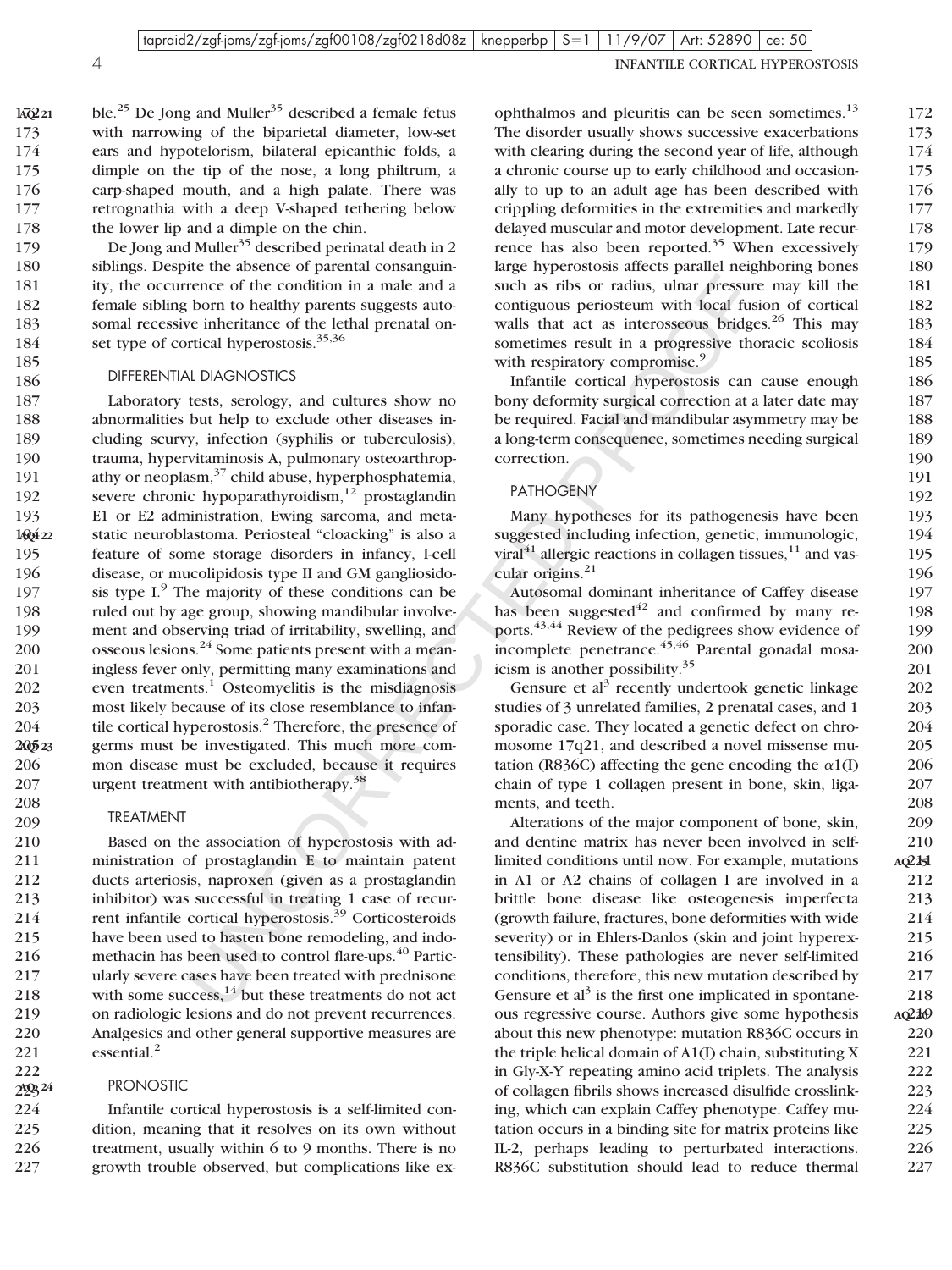ble.[25] De Jong and Muller[35] described a female fetus with narrowing of the biparietal diameter, low-set ears and hypotelorism, bilateral epicanthic folds, a dimple on the tip of the nose, a long philtrum, a carp-shaped mouth, and a high palate. There was retrognathia with a deep V-shaped tethering below the lower lip and a dimple on the chin.

De Jong and Muller[35] described perinatal death in 2 siblings. Despite the absence of parental consanguinity, the occurrence of the condition in a male and a female sibling born to healthy parents suggests autosomal recessive inheritance of the lethal prenatal onset type of cortical hyperostosis.[35,36]

## DIFFERENTIAL DIAGNOSTICS

Laboratory tests, serology, and cultures show no abnormalities but help to exclude other diseases including scurvy, infection (syphilis or tuberculosis), trauma, hypervitaminosis A, pulmonary osteoarthropathy or neoplasm,[37] child abuse, hyperphosphatemia, severe chronic hypoparathyroidism,[12] prostaglandin E1 or E2 administration, Ewing sarcoma, and metastatic neuroblastoma. Periosteal "cloacking" is also a feature of some storage disorders in infancy, I-cell disease, or mucolipidosis type II and GM gangliosidosis type I.[9] The majority of these conditions can be ruled out by age group, showing mandibular involvement and observing triad of irritability, swelling, and osseous lesions.[24] Some patients present with a meaningless fever only, permitting many examinations and even treatments.[1] Osteomyelitis is the misdiagnosis most likely because of its close resemblance to infantile cortical hyperostosis.[2] Therefore, the presence of germs must be investigated. This much more common disease must be excluded, because it requires urgent treatment with antibiotherapy.[38]

## TREATMENT

Based on the association of hyperostosis with administration of prostaglandin E to maintain patent ducts arteriosis, naproxen (given as a prostaglandin inhibitor) was successful in treating 1 case of recurrent infantile cortical hyperostosis.[39] Corticosteroids have been used to hasten bone remodeling, and indomethacin has been used to control flare-ups.[40] Particularly severe cases have been treated with prednisone with some success,[14] but these treatments do not act on radiologic lesions and do not prevent recurrences. Analgesics and other general supportive measures are essential.[2]

## PRONOSTIC

Infantile cortical hyperostosis is a self-limited condition, meaning that it resolves on its own without treatment, usually within 6 to 9 months. There is no growth trouble observed, but complications like exophthalmos and pleuritis can be seen sometimes.[13] The disorder usually shows successive exacerbations with clearing during the second year of life, although a chronic course up to early childhood and occasionally to up to an adult age has been described with crippling deformities in the extremities and markedly delayed muscular and motor development. Late recurrence has also been reported.[35] When excessively large hyperostosis affects parallel neighboring bones such as ribs or radius, ulnar pressure may kill the contiguous periosteum with local fusion of cortical walls that act as interosseous bridges.[26] This may sometimes result in a progressive thoracic scoliosis with respiratory compromise.[9]

Infantile cortical hyperostosis can cause enough bony deformity surgical correction at a later date may be required. Facial and mandibular asymmetry may be a long-term consequence, sometimes needing surgical correction.

## PATHOGENY

Many hypotheses for its pathogenesis have been suggested including infection, genetic, immunologic, viral[41] allergic reactions in collagen tissues,[11] and vascular origins.[21]

Autosomal dominant inheritance of Caffey disease has been suggested[42] and confirmed by many reports.[43,44] Review of the pedigrees show evidence of incomplete penetrance.[45,46] Parental gonadal mosaicism is another possibility.[35]

Gensure et al[3] recently undertook genetic linkage studies of 3 unrelated families, 2 prenatal cases, and 1 sporadic case. They located a genetic defect on chromosome 17q21, and described a novel missense mutation (R836C) affecting the gene encoding the $\alpha$1(I) chain of type 1 collagen present in bone, skin, ligaments, and teeth.

Alterations of the major component of bone, skin, and dentine matrix has never been involved in self-limited conditions until now. For example, mutations in A1 or A2 chains of collagen I are involved in a brittle bone disease like osteogenesis imperfecta (growth failure, fractures, bone deformities with wide severity) or in Ehlers-Danlos (skin and joint hyperextensibility). These pathologies are never self-limited conditions, therefore, this new mutation described by Gensure et al[3] is the first one implicated in spontaneous regressive course. Authors give some hypothesis about this new phenotype: mutation R836C occurs in the triple helical domain of A1(I) chain, substituting X in Gly-X-Y repeating amino acid triplets. The analysis of collagen fibrils shows increased disulfide crosslinking, which can explain Caffey phenotype. Caffey mutation occurs in a binding site for matrix proteins like IL-2, perhaps leading to perturbated interactions. R836C substitution should lead to reduce thermal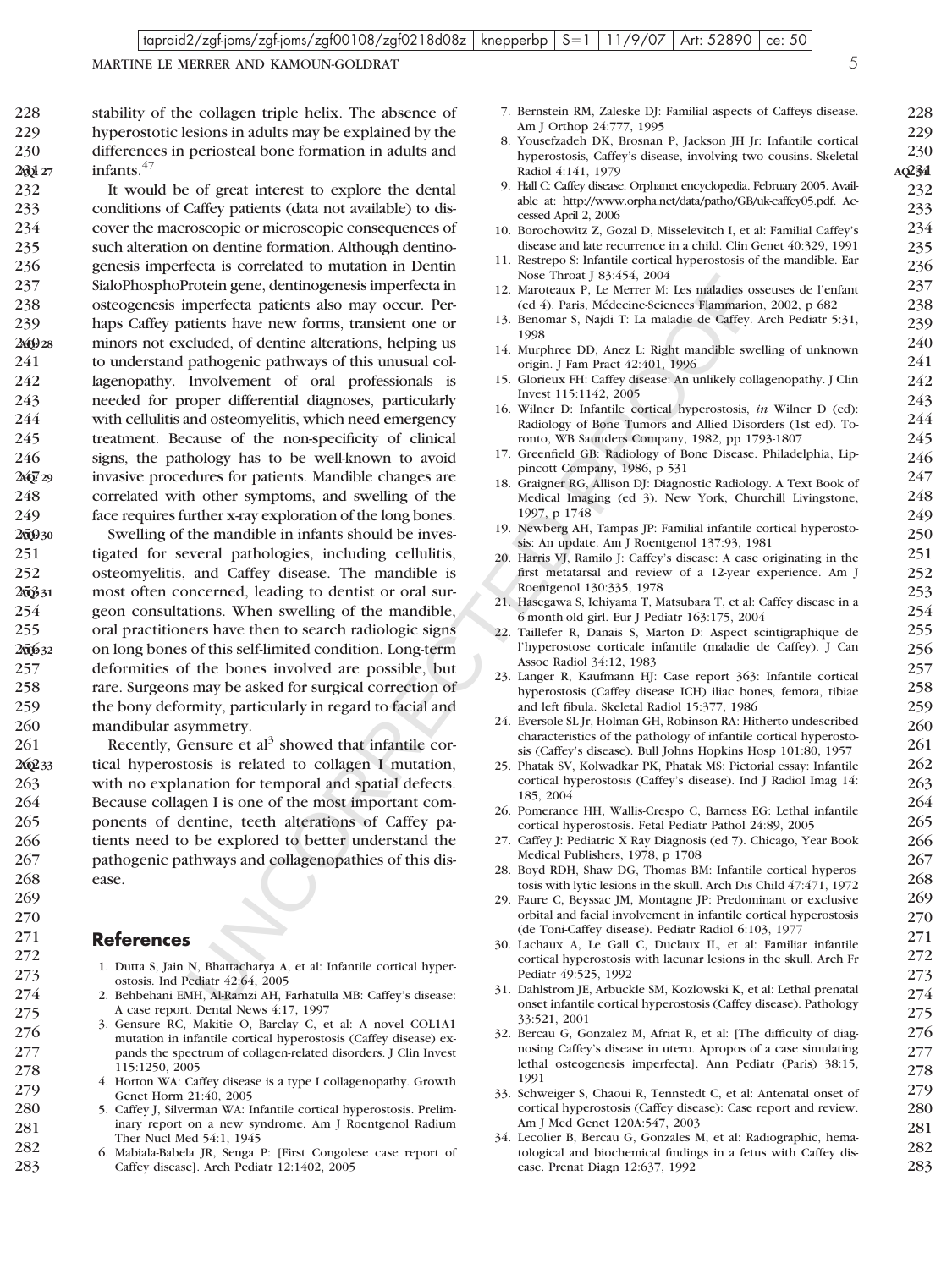stability of the collagen triple helix. The absence of hyperostotic lesions in adults may be explained by the differences in periosteal bone formation in adults and infants.[47]

It would be of great interest to explore the dental conditions of Caffey patients (data not available) to discover the macroscopic or microscopic consequences of such alteration on dentine formation. Although dentinogenesis imperfecta is correlated to mutation in Dentin SialoPhosphoProtein gene, dentinogenesis imperfecta in osteogenesis imperfecta patients also may occur. Perhaps Caffey patients have new forms, transient one or minors not excluded, of dentine alterations, helping us to understand pathogenic pathways of this unusual collagenopathy. Involvement of oral professionals is needed for proper differential diagnoses, particularly with cellulitis and osteomyelitis, which need emergency treatment. Because of the non-specificity of clinical signs, the pathology has to be well-known to avoid invasive procedures for patients. Mandible changes are correlated with other symptoms, and swelling of the face requires further x-ray exploration of the long bones.

Swelling of the mandible in infants should be investigated for several pathologies, including cellulitis, osteomyelitis, and Caffey disease. The mandible is most often concerned, leading to dentist or oral surgeon consultations. When swelling of the mandible, oral practitioners have then to search radiologic signs on long bones of this self-limited condition. Long-term deformities of the bones involved are possible, but rare. Surgeons may be asked for surgical correction of the bony deformity, particularly in regard to facial and mandibular asymmetry.

Recently, Gensure et al[3] showed that infantile cortical hyperostosis is related to collagen I mutation, with no explanation for temporal and spatial defects. Because collagen I is one of the most important components of dentine, teeth alterations of Caffey patients need to be explored to better understand the pathogenic pathways and collagenopathies of this disease.

## References

1. Dutta S, Jain N, Bhattacharya A, et al: Infantile cortical hyperostosis. Ind Pediatr 42:64, 2005
2. Behbehani EMH, Al-Ramzi AH, Farhatulla MB: Caffey's disease: A case report. Dental News 4:17, 1997
3. Gensure RC, Makitie O, Barclay C, et al: A novel COL1A1 mutation in infantile cortical hyperostosis (Caffey disease) expands the spectrum of collagen-related disorders. J Clin Invest 115:1250, 2005
4. Horton WA: Caffey disease is a type I collagenopathy. Growth Genet Horm 21:40, 2005
5. Caffey J, Silverman WA: Infantile cortical hyperostosis. Preliminary report on a new syndrome. Am J Roentgenol Radium Ther Nucl Med 54:1, 1945
6. Mabiala-Babela JR, Senga P: [First Congolese case report of Caffey disease]. Arch Pediatr 12:1402, 2005
7. Bernstein RM, Zaleske DJ: Familial aspects of Caffeys disease. Am J Orthop 24:777, 1995
8. Yousefzadeh DK, Brosnan P, Jackson JH Jr: Infantile cortical hyperostosis, Caffey's disease, involving two cousins. Skeletal Radiol 4:141, 1979
9. Hall C: Caffey disease. Orphanet encyclopedia. February 2005. Available at: http://www.orpha.net/data/patho/GB/uk-caffey05.pdf. Accessed April 2, 2006
10. Borochowitz Z, Gozal D, Misselevitch I, et al: Familial Caffey's disease and late recurrence in a child. Clin Genet 40:329, 1991
11. Restrepo S: Infantile cortical hyperostosis of the mandible. Ear Nose Throat J 83:454, 2004
12. Maroteaux P, Le Merrer M: Les maladies osseuses de l'enfant (ed 4). Paris, Médecine-Sciences Flammarion, 2002, p 682
13. Benomar S, Najdi T: La maladie de Caffey. Arch Pediatr 5:31, 1998
14. Murphree DD, Anez L: Right mandible swelling of unknown origin. J Fam Pract 42:401, 1996
15. Glorieux FH: Caffey disease: An unlikely collagenopathy. J Clin Invest 115:1142, 2005
16. Wilner D: Infantile cortical hyperostosis, *in* Wilner D (ed): Radiology of Bone Tumors and Allied Disorders (1st ed). Toronto, WB Saunders Company, 1982, pp 1793-1807
17. Greenfield GB: Radiology of Bone Disease. Philadelphia, Lippincott Company, 1986, p 531
18. Graigner RG, Allison DJ: Diagnostic Radiology. A Text Book of Medical Imaging (ed 3). New York, Churchill Livingstone, 1997, p 1748
19. Newberg AH, Tampas JP: Familial infantile cortical hyperostosis: An update. Am J Roentgenol 137:93, 1981
20. Harris VJ, Ramilo J: Caffey's disease: A case originating in the first metatarsal and review of a 12-year experience. Am J Roentgenol 130:335, 1978
21. Hasegawa S, Ichiyama T, Matsubara T, et al: Caffey disease in a 6-month-old girl. Eur J Pediatr 163:175, 2004
22. Taillefer R, Danais S, Marton D: Aspect scintigraphique de l'hyperostose corticale infantile (maladie de Caffey). J Can Assoc Radiol 34:12, 1983
23. Langer R, Kaufmann HJ: Case report 363: Infantile cortical hyperostosis (Caffey disease ICH) iliac bones, femora, tibiae and left fibula. Skeletal Radiol 15:377, 1986
24. Eversole SL Jr, Holman GH, Robinson RA: Hitherto undescribed characteristics of the pathology of infantile cortical hyperostosis (Caffey's disease). Bull Johns Hopkins Hosp 101:80, 1957
25. Phatak SV, Kolwadkar PK, Phatak MS: Pictorial essay: Infantile cortical hyperostosis (Caffey's disease). Ind J Radiol Imag 14: 185, 2004
26. Pomerance HH, Wallis-Crespo C, Barness EG: Lethal infantile cortical hyperostosis. Fetal Pediatr Pathol 24:89, 2005
27. Caffey J: Pediatric X Ray Diagnosis (ed 7). Chicago, Year Book Medical Publishers, 1978, p 1708
28. Boyd RDH, Shaw DG, Thomas BM: Infantile cortical hyperostosis with lytic lesions in the skull. Arch Dis Child 47:471, 1972
29. Faure C, Beyssac JM, Montagne JP: Predominant or exclusive orbital and facial involvement in infantile cortical hyperostosis (de Toni-Caffey disease). Pediatr Radiol 6:103, 1977
30. Lachaux A, Le Gall C, Duclaux IL, et al: Familiar infantile cortical hyperostosis with lacunar lesions in the skull. Arch Fr Pediatr 49:525, 1992
31. Dahlstrom JE, Arbuckle SM, Kozlowski K, et al: Lethal prenatal onset infantile cortical hyperostosis (Caffey disease). Pathology 33:521, 2001
32. Bercau G, Gonzalez M, Afriat R, et al: [The difficulty of diagnosing Caffey's disease in utero. Apropos of a case simulating lethal osteogenesis imperfecta]. Ann Pediatr (Paris) 38:15, 1991
33. Schweiger S, Chaoui R, Tennstedt C, et al: Antenatal onset of cortical hyperostosis (Caffey disease): Case report and review. Am J Med Genet 120A:547, 2003
34. Lecolier B, Bercau G, Gonzales M, et al: Radiographic, hematological and biochemical findings in a fetus with Caffey disease. Prenat Diagn 12:637, 1992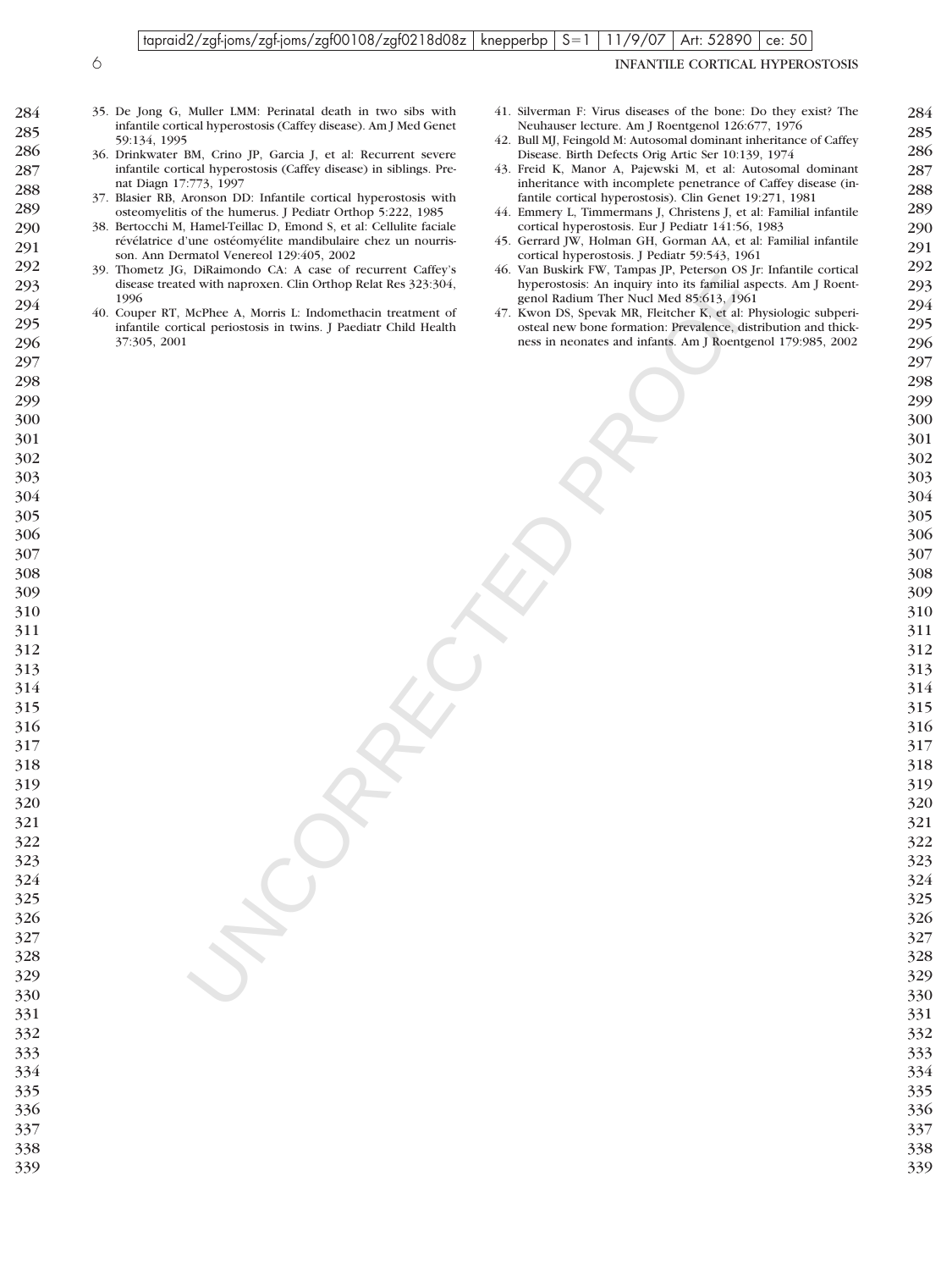35. De Jong G, Muller LMM: Perinatal death in two sibs with infantile cortical hyperostosis (Caffey disease). Am J Med Genet 59:134, 1995
36. Drinkwater BM, Crino JP, Garcia J, et al: Recurrent severe infantile cortical hyperostosis (Caffey disease) in siblings. Prenat Diagn 17:773, 1997
37. Blasier RB, Aronson DD: Infantile cortical hyperostosis with osteomyelitis of the humerus. J Pediatr Orthop 5:222, 1985
38. Bertocchi M, Hamel-Teillac D, Emond S, et al: Cellulite faciale révélatrice d'une ostéomyélite mandibulaire chez un nourrisson. Ann Dermatol Venereol 129:405, 2002
39. Thometz JG, DiRaimondo CA: A case of recurrent Caffey's disease treated with naproxen. Clin Orthop Relat Res 323:304, 1996
40. Couper RT, McPhee A, Morris L: Indomethacin treatment of infantile cortical periostosis in twins. J Paediatr Child Health 37:305, 2001
41. Silverman F: Virus diseases of the bone: Do they exist? The Neuhauser lecture. Am J Roentgenol 126:677, 1976
42. Bull MJ, Feingold M: Autosomal dominant inheritance of Caffey Disease. Birth Defects Orig Artic Ser 10:139, 1974
43. Freid K, Manor A, Pajewski M, et al: Autosomal dominant inheritance with incomplete penetrance of Caffey disease (infantile cortical hyperostosis). Clin Genet 19:271, 1981
44. Emmery L, Timmermans J, Christens J, et al: Familial infantile cortical hyperostosis. Eur J Pediatr 141:56, 1983
45. Gerrard JW, Holman GH, Gorman AA, et al: Familial infantile cortical hyperostosis. J Pediatr 59:543, 1961
46. Van Buskirk FW, Tampas JP, Peterson OS Jr: Infantile cortical hyperostosis: An inquiry into its familial aspects. Am J Roentgenol Radium Ther Nucl Med 85:613, 1961
47. Kwon DS, Spevak MR, Fleitcher K, et al: Physiologic subperiosteal new bone formation: Prevalence, distribution and thickness in neonates and infants. Am J Roentgenol 179:985, 2002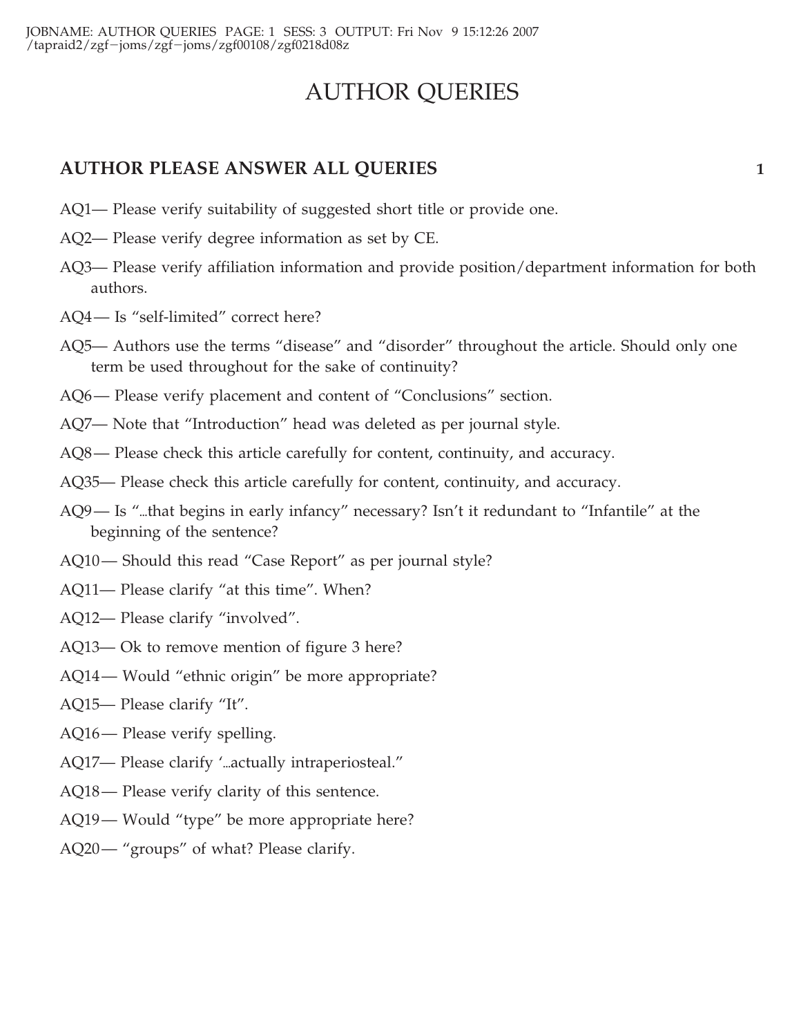# AUTHOR QUERIES

## AUTHOR PLEASE ANSWER ALL QUERIES

AQ1— Please verify suitability of suggested short title or provide one.

AQ2— Please verify degree information as set by CE.

AQ3— Please verify affiliation information and provide position/department information for both authors.

AQ4— Is "self-limited" correct here?

AQ5— Authors use the terms "disease" and "disorder" throughout the article. Should only one term be used throughout for the sake of continuity?

AQ6— Please verify placement and content of "Conclusions" section.

AQ7— Note that "Introduction" head was deleted as per journal style.

AQ8— Please check this article carefully for content, continuity, and accuracy.

AQ35— Please check this article carefully for content, continuity, and accuracy.

AQ9— Is "...that begins in early infancy" necessary? Isn't it redundant to "Infantile" at the beginning of the sentence?

AQ10— Should this read "Case Report" as per journal style?

AQ11— Please clarify "at this time". When?

AQ12— Please clarify "involved".

AQ13— Ok to remove mention of figure 3 here?

AQ14— Would "ethnic origin" be more appropriate?

AQ15— Please clarify "It".

AQ16— Please verify spelling.

AQ17— Please clarify '...actually intraperiosteal."

AQ18— Please verify clarity of this sentence.

AQ19— Would "type" be more appropriate here?

AQ20— "groups" of what? Please clarify.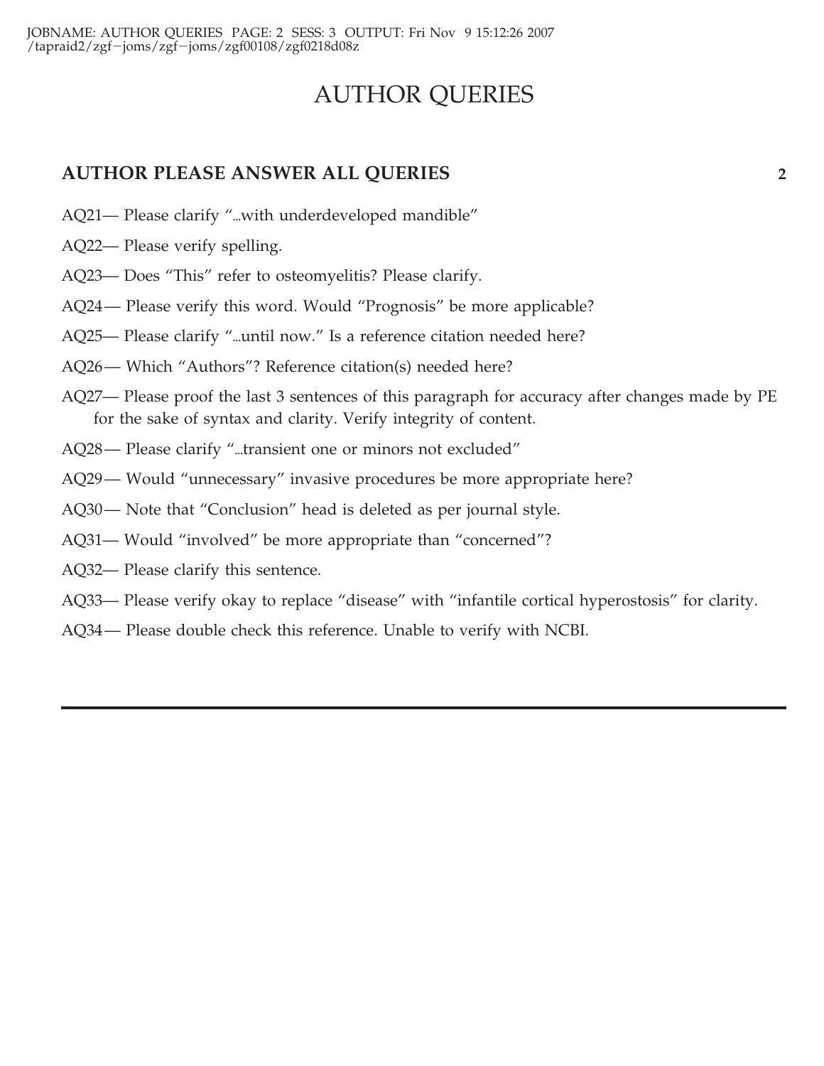# AUTHOR QUERIES

## AUTHOR PLEASE ANSWER ALL QUERIES

AQ21— Please clarify "...with underdeveloped mandible"

AQ22— Please verify spelling.

AQ23— Does "This" refer to osteomyelitis? Please clarify.

AQ24— Please verify this word. Would "Prognosis" be more applicable?

AQ25— Please clarify "...until now." Is a reference citation needed here?

AQ26— Which "Authors"? Reference citation(s) needed here?

AQ27— Please proof the last 3 sentences of this paragraph for accuracy after changes made by PE for the sake of syntax and clarity. Verify integrity of content.

AQ28— Please clarify "...transient one or minors not excluded"

AQ29— Would "unnecessary" invasive procedures be more appropriate here?

AQ30— Note that "Conclusion" head is deleted as per journal style.

AQ31— Would "involved" be more appropriate than "concerned"?

AQ32— Please clarify this sentence.

AQ33— Please verify okay to replace "disease" with "infantile cortical hyperostosis" for clarity.

AQ34— Please double check this reference. Unable to verify with NCBI.